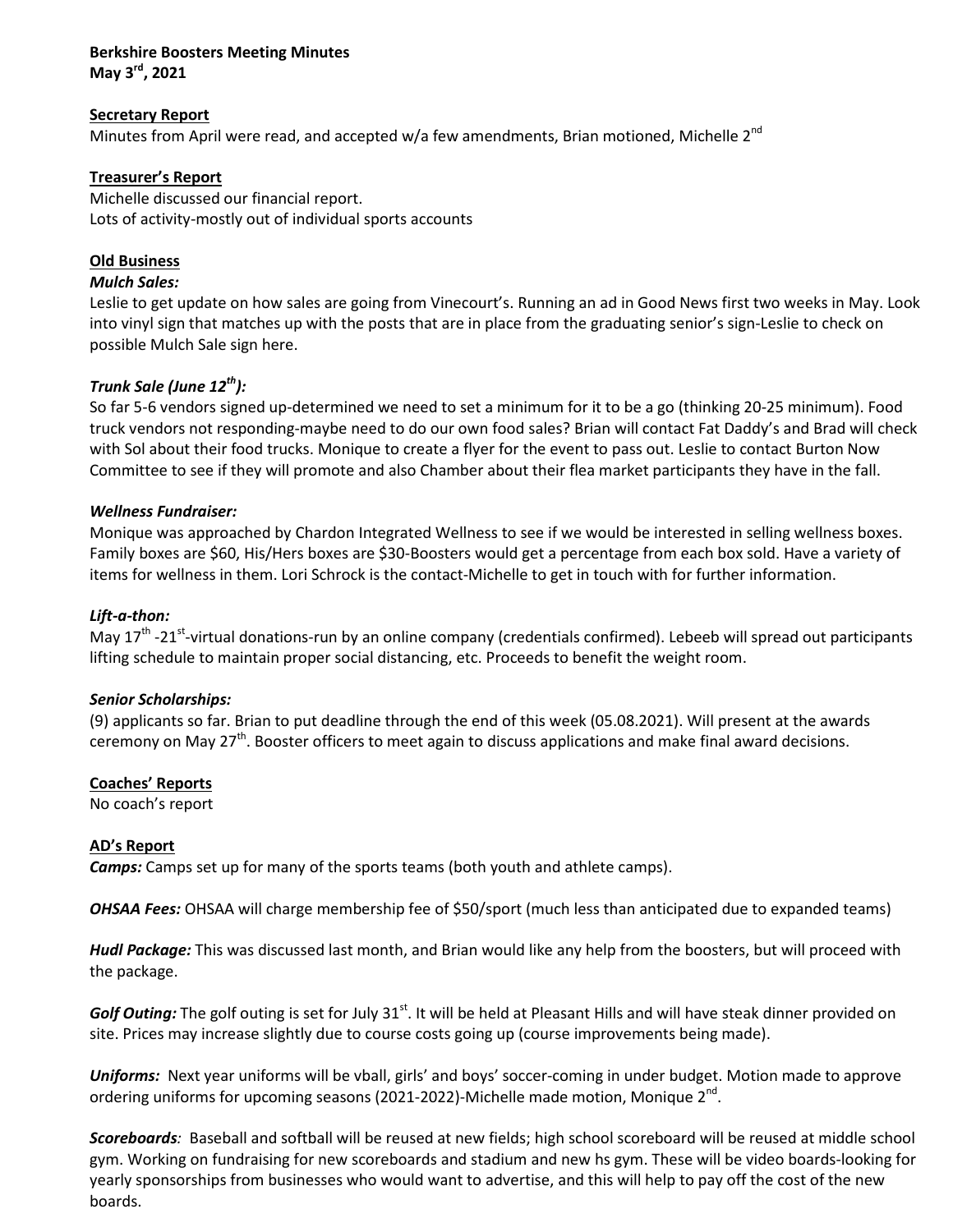**Berkshire Boosters Meeting Minutes**
**May 3rd, 2021**

**Secretary Report**

Minutes from April were read, and accepted w/a few amendments, Brian motioned, Michelle 2nd

**Treasurer's Report**

Michelle discussed our financial report.
Lots of activity-mostly out of individual sports accounts

**Old Business**

***Mulch Sales:***

Leslie to get update on how sales are going from Vinecourt's. Running an ad in Good News first two weeks in May. Look into vinyl sign that matches up with the posts that are in place from the graduating senior's sign-Leslie to check on possible Mulch Sale sign here.

***Trunk Sale (June 12th):***

So far 5-6 vendors signed up-determined we need to set a minimum for it to be a go (thinking 20-25 minimum). Food truck vendors not responding-maybe need to do our own food sales? Brian will contact Fat Daddy's and Brad will check with Sol about their food trucks. Monique to create a flyer for the event to pass out. Leslie to contact Burton Now Committee to see if they will promote and also Chamber about their flea market participants they have in the fall.

***Wellness Fundraiser:***

Monique was approached by Chardon Integrated Wellness to see if we would be interested in selling wellness boxes. Family boxes are $60, His/Hers boxes are $30-Boosters would get a percentage from each box sold. Have a variety of items for wellness in them. Lori Schrock is the contact-Michelle to get in touch with for further information.

***Lift-a-thon:***

May 17th -21st-virtual donations-run by an online company (credentials confirmed). Lebeeb will spread out participants lifting schedule to maintain proper social distancing, etc. Proceeds to benefit the weight room.

***Senior Scholarships:***

(9) applicants so far. Brian to put deadline through the end of this week (05.08.2021). Will present at the awards ceremony on May 27th. Booster officers to meet again to discuss applications and make final award decisions.

**Coaches' Reports**

No coach's report

**AD's Report**

***Camps:*** Camps set up for many of the sports teams (both youth and athlete camps).

***OHSAA Fees:*** OHSAA will charge membership fee of $50/sport (much less than anticipated due to expanded teams)

***Hudl Package:*** This was discussed last month, and Brian would like any help from the boosters, but will proceed with the package.

***Golf Outing:*** The golf outing is set for July 31st. It will be held at Pleasant Hills and will have steak dinner provided on site. Prices may increase slightly due to course costs going up (course improvements being made).

***Uniforms:*** Next year uniforms will be vball, girls' and boys' soccer-coming in under budget. Motion made to approve ordering uniforms for upcoming seasons (2021-2022)-Michelle made motion, Monique 2nd.

***Scoreboards:*** Baseball and softball will be reused at new fields; high school scoreboard will be reused at middle school gym. Working on fundraising for new scoreboards and stadium and new hs gym. These will be video boards-looking for yearly sponsorships from businesses who would want to advertise, and this will help to pay off the cost of the new boards.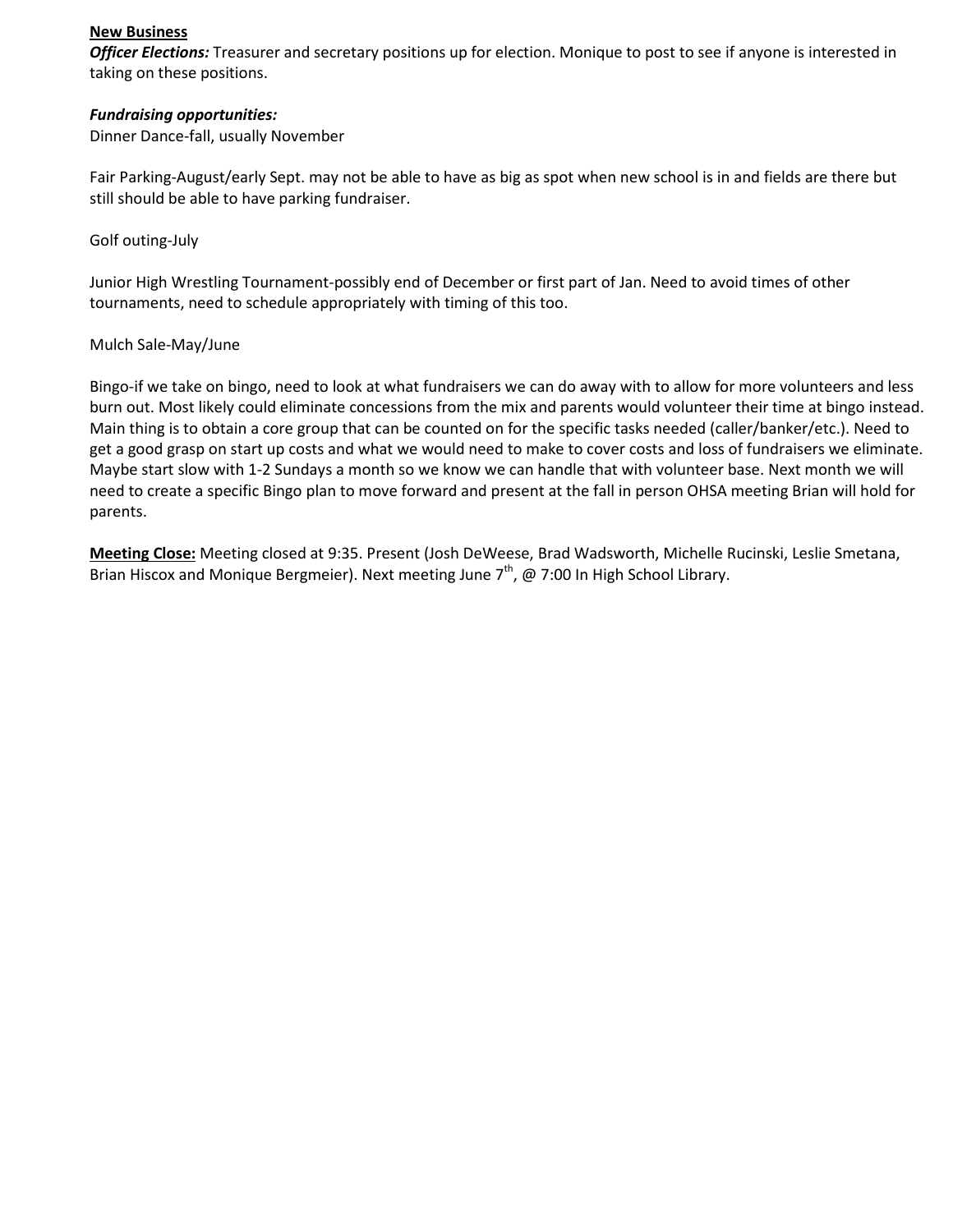**New Business**

***Officer Elections:*** Treasurer and secretary positions up for election. Monique to post to see if anyone is interested in taking on these positions.

***Fundraising opportunities:***

Dinner Dance-fall, usually November

Fair Parking-August/early Sept. may not be able to have as big as spot when new school is in and fields are there but still should be able to have parking fundraiser.

Golf outing-July

Junior High Wrestling Tournament-possibly end of December or first part of Jan. Need to avoid times of other tournaments, need to schedule appropriately with timing of this too.

Mulch Sale-May/June

Bingo-if we take on bingo, need to look at what fundraisers we can do away with to allow for more volunteers and less burn out. Most likely could eliminate concessions from the mix and parents would volunteer their time at bingo instead. Main thing is to obtain a core group that can be counted on for the specific tasks needed (caller/banker/etc.). Need to get a good grasp on start up costs and what we would need to make to cover costs and loss of fundraisers we eliminate. Maybe start slow with 1-2 Sundays a month so we know we can handle that with volunteer base. Next month we will need to create a specific Bingo plan to move forward and present at the fall in person OHSA meeting Brian will hold for parents.

**Meeting Close:** Meeting closed at 9:35. Present (Josh DeWeese, Brad Wadsworth, Michelle Rucinski, Leslie Smetana, Brian Hiscox and Monique Bergmeier). Next meeting June 7th, @ 7:00 In High School Library.